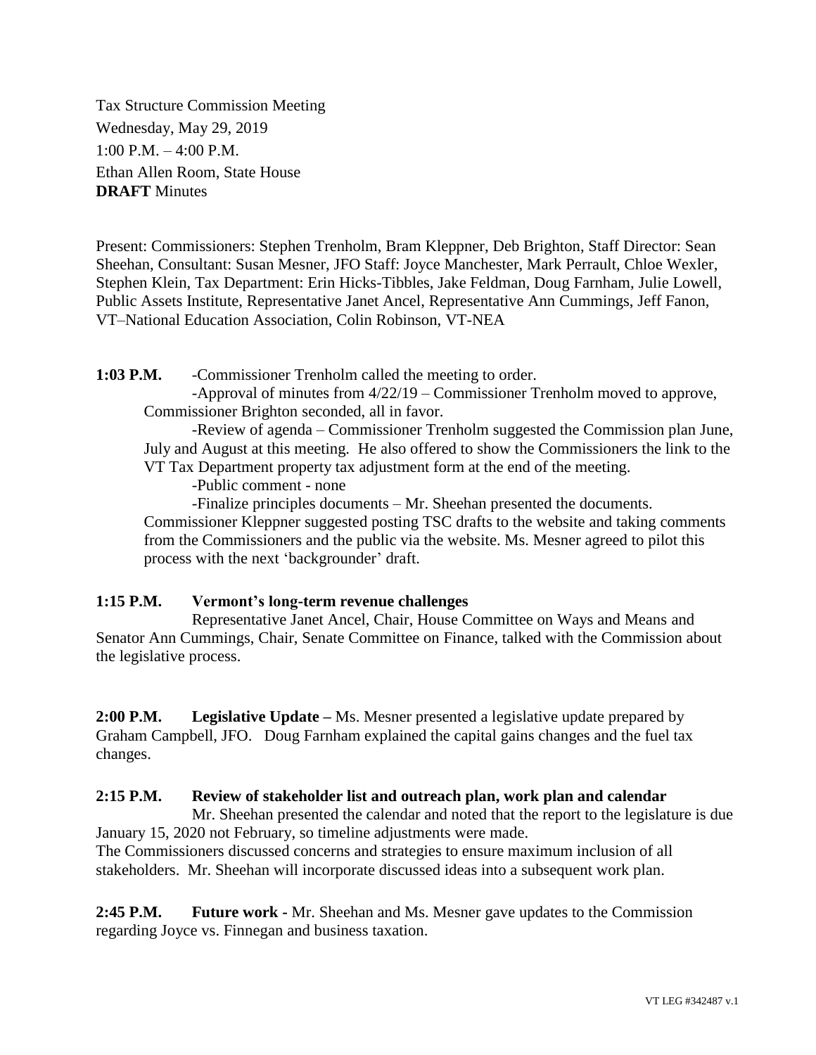Tax Structure Commission Meeting
Wednesday, May 29, 2019
1:00 P.M. – 4:00 P.M.
Ethan Allen Room, State House
**DRAFT** Minutes

Present: Commissioners: Stephen Trenholm, Bram Kleppner, Deb Brighton, Staff Director: Sean Sheehan, Consultant: Susan Mesner, JFO Staff: Joyce Manchester, Mark Perrault, Chloe Wexler, Stephen Klein, Tax Department: Erin Hicks-Tibbles, Jake Feldman, Doug Farnham, Julie Lowell, Public Assets Institute, Representative Janet Ancel, Representative Ann Cummings, Jeff Fanon, VT–National Education Association, Colin Robinson, VT-NEA

**1:03 P.M.** -Commissioner Trenholm called the meeting to order.

-Approval of minutes from 4/22/19 – Commissioner Trenholm moved to approve, Commissioner Brighton seconded, all in favor.

-Review of agenda – Commissioner Trenholm suggested the Commission plan June, July and August at this meeting. He also offered to show the Commissioners the link to the VT Tax Department property tax adjustment form at the end of the meeting.

-Public comment - none

-Finalize principles documents – Mr. Sheehan presented the documents. Commissioner Kleppner suggested posting TSC drafts to the website and taking comments from the Commissioners and the public via the website. Ms. Mesner agreed to pilot this process with the next 'backgrounder' draft.

**1:15 P.M. Vermont's long-term revenue challenges**

Representative Janet Ancel, Chair, House Committee on Ways and Means and Senator Ann Cummings, Chair, Senate Committee on Finance, talked with the Commission about the legislative process.

**2:00 P.M. Legislative Update –** Ms. Mesner presented a legislative update prepared by Graham Campbell, JFO. Doug Farnham explained the capital gains changes and the fuel tax changes.

**2:15 P.M. Review of stakeholder list and outreach plan, work plan and calendar**

Mr. Sheehan presented the calendar and noted that the report to the legislature is due January 15, 2020 not February, so timeline adjustments were made.

The Commissioners discussed concerns and strategies to ensure maximum inclusion of all stakeholders. Mr. Sheehan will incorporate discussed ideas into a subsequent work plan.

**2:45 P.M. Future work -** Mr. Sheehan and Ms. Mesner gave updates to the Commission regarding Joyce vs. Finnegan and business taxation.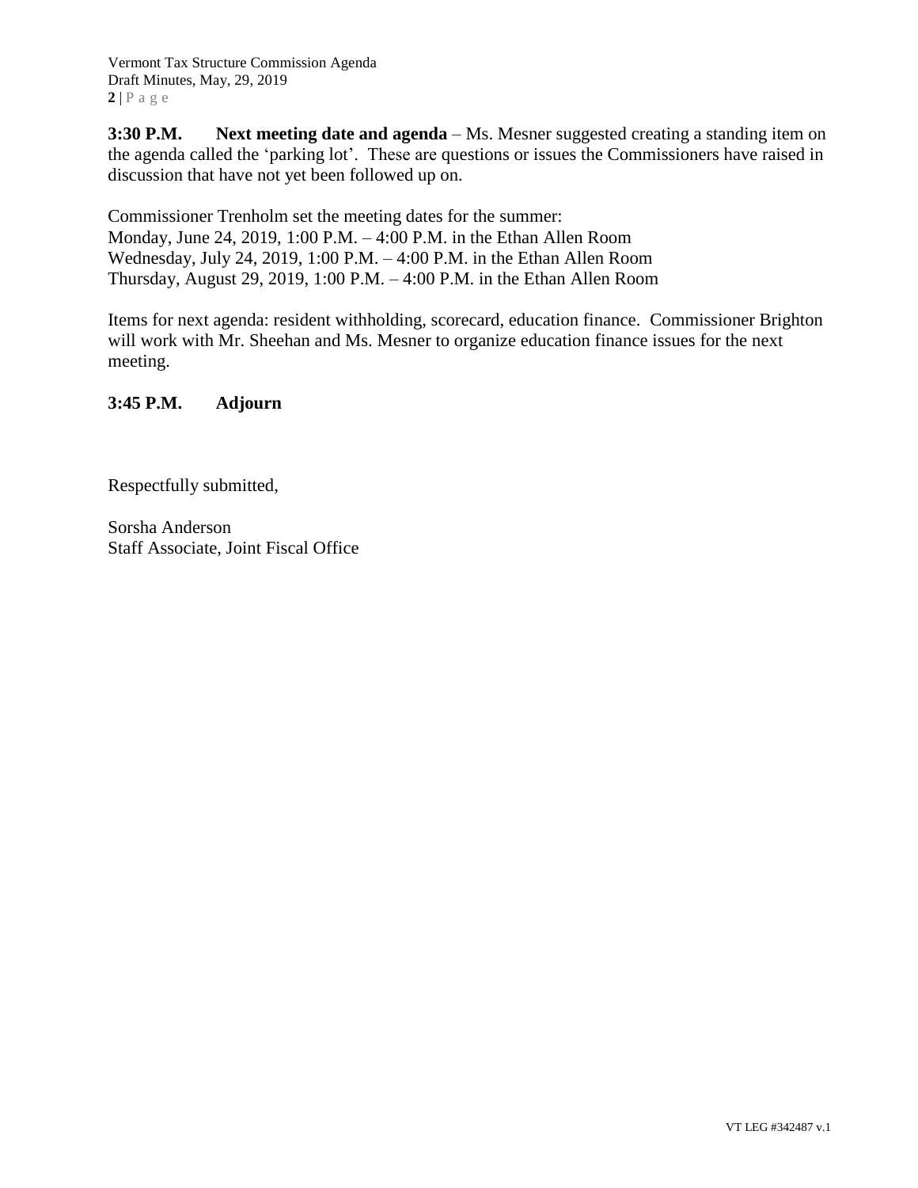**3:30 P.M.  Next meeting date and agenda** – Ms. Mesner suggested creating a standing item on the agenda called the 'parking lot'. These are questions or issues the Commissioners have raised in discussion that have not yet been followed up on.

Commissioner Trenholm set the meeting dates for the summer:
Monday, June 24, 2019, 1:00 P.M. – 4:00 P.M. in the Ethan Allen Room
Wednesday, July 24, 2019, 1:00 P.M. – 4:00 P.M. in the Ethan Allen Room
Thursday, August 29, 2019, 1:00 P.M. – 4:00 P.M. in the Ethan Allen Room

Items for next agenda: resident withholding, scorecard, education finance. Commissioner Brighton will work with Mr. Sheehan and Ms. Mesner to organize education finance issues for the next meeting.

**3:45 P.M.  Adjourn**

Respectfully submitted,

Sorsha Anderson
Staff Associate, Joint Fiscal Office

VT LEG #342487 v.1